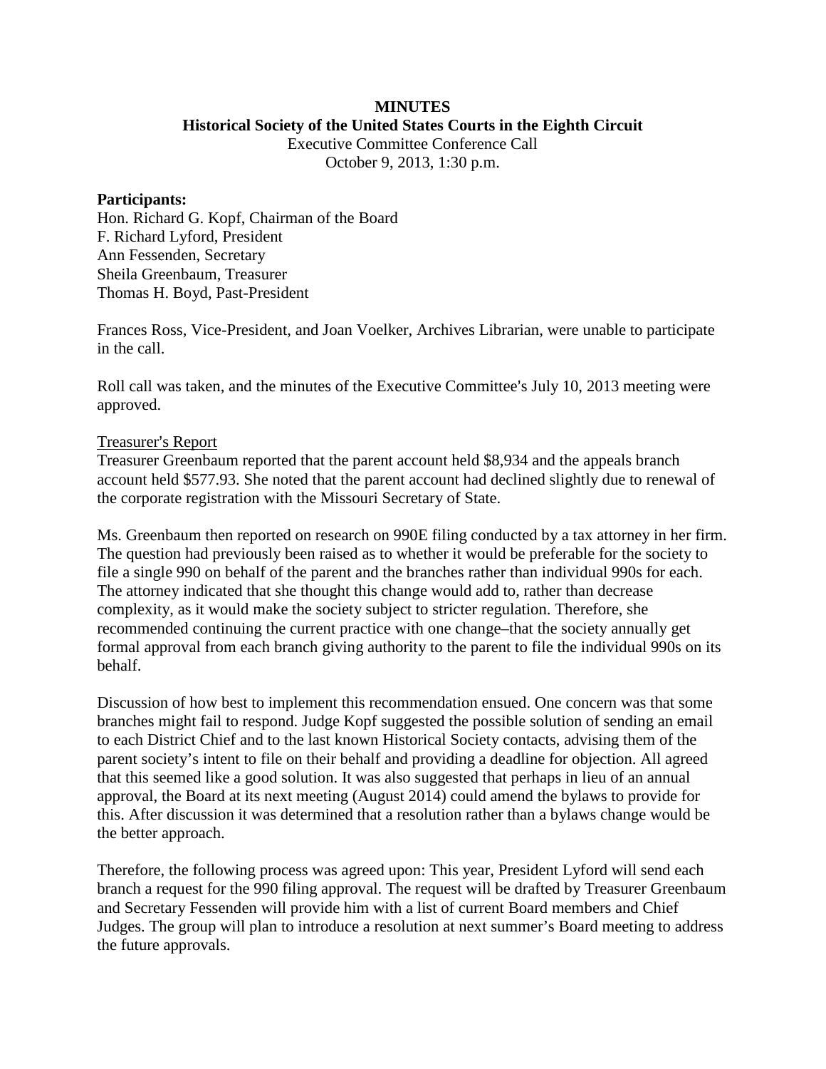# MINUTES

## Historical Society of the United States Courts in the Eighth Circuit

Executive Committee Conference Call
October 9, 2013, 1:30 p.m.

**Participants:**
Hon. Richard G. Kopf, Chairman of the Board
F. Richard Lyford, President
Ann Fessenden, Secretary
Sheila Greenbaum, Treasurer
Thomas H. Boyd, Past-President

Frances Ross, Vice-President, and Joan Voelker, Archives Librarian, were unable to participate in the call.

Roll call was taken, and the minutes of the Executive Committee's July 10, 2013 meeting were approved.

<u>Treasurer's Report</u>
Treasurer Greenbaum reported that the parent account held $8,934 and the appeals branch account held $577.93. She noted that the parent account had declined slightly due to renewal of the corporate registration with the Missouri Secretary of State.

Ms. Greenbaum then reported on research on 990E filing conducted by a tax attorney in her firm. The question had previously been raised as to whether it would be preferable for the society to file a single 990 on behalf of the parent and the branches rather than individual 990s for each. The attorney indicated that she thought this change would add to, rather than decrease complexity, as it would make the society subject to stricter regulation. Therefore, she recommended continuing the current practice with one change–that the society annually get formal approval from each branch giving authority to the parent to file the individual 990s on its behalf.

Discussion of how best to implement this recommendation ensued. One concern was that some branches might fail to respond. Judge Kopf suggested the possible solution of sending an email to each District Chief and to the last known Historical Society contacts, advising them of the parent society's intent to file on their behalf and providing a deadline for objection. All agreed that this seemed like a good solution. It was also suggested that perhaps in lieu of an annual approval, the Board at its next meeting (August 2014) could amend the bylaws to provide for this. After discussion it was determined that a resolution rather than a bylaws change would be the better approach.

Therefore, the following process was agreed upon: This year, President Lyford will send each branch a request for the 990 filing approval. The request will be drafted by Treasurer Greenbaum and Secretary Fessenden will provide him with a list of current Board members and Chief Judges. The group will plan to introduce a resolution at next summer's Board meeting to address the future approvals.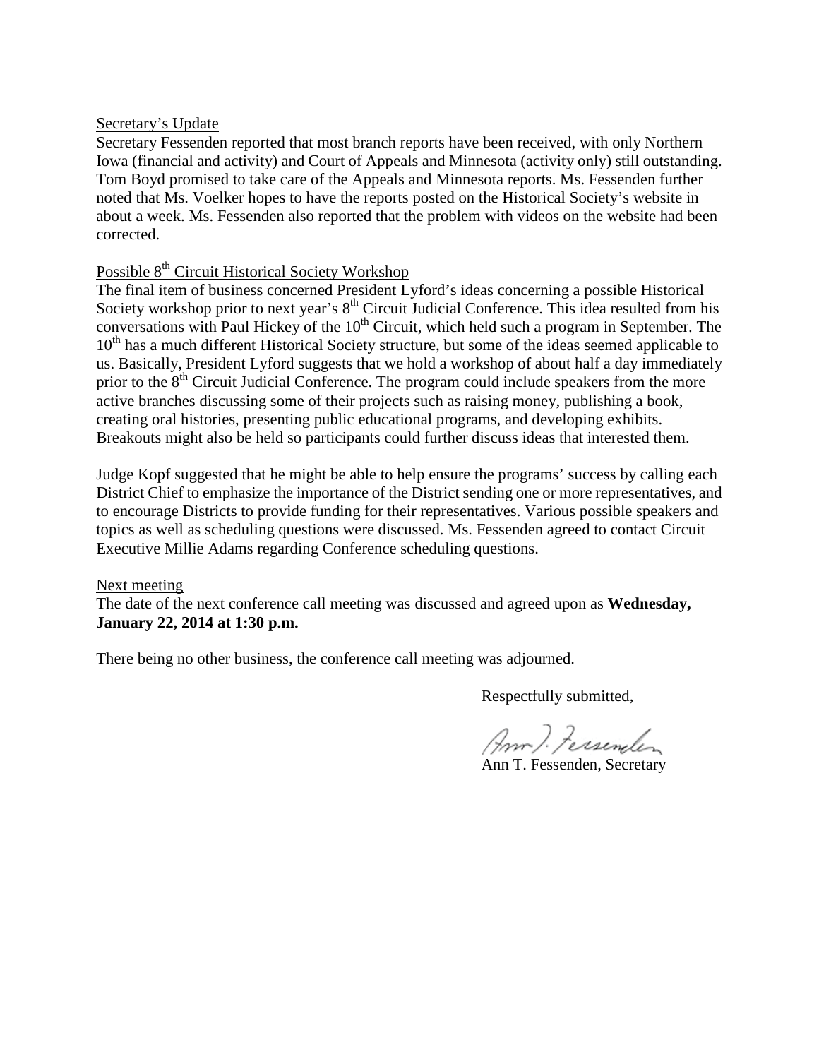Secretary's Update

Secretary Fessenden reported that most branch reports have been received, with only Northern Iowa (financial and activity) and Court of Appeals and Minnesota (activity only) still outstanding. Tom Boyd promised to take care of the Appeals and Minnesota reports. Ms. Fessenden further noted that Ms. Voelker hopes to have the reports posted on the Historical Society's website in about a week. Ms. Fessenden also reported that the problem with videos on the website had been corrected.

Possible 8th Circuit Historical Society Workshop

The final item of business concerned President Lyford's ideas concerning a possible Historical Society workshop prior to next year's 8th Circuit Judicial Conference. This idea resulted from his conversations with Paul Hickey of the 10th Circuit, which held such a program in September. The 10th has a much different Historical Society structure, but some of the ideas seemed applicable to us. Basically, President Lyford suggests that we hold a workshop of about half a day immediately prior to the 8th Circuit Judicial Conference. The program could include speakers from the more active branches discussing some of their projects such as raising money, publishing a book, creating oral histories, presenting public educational programs, and developing exhibits. Breakouts might also be held so participants could further discuss ideas that interested them.

Judge Kopf suggested that he might be able to help ensure the programs' success by calling each District Chief to emphasize the importance of the District sending one or more representatives, and to encourage Districts to provide funding for their representatives. Various possible speakers and topics as well as scheduling questions were discussed. Ms. Fessenden agreed to contact Circuit Executive Millie Adams regarding Conference scheduling questions.

Next meeting

The date of the next conference call meeting was discussed and agreed upon as **Wednesday, January 22, 2014 at 1:30 p.m.**

There being no other business, the conference call meeting was adjourned.

Respectfully submitted,

Ann T. Fessenden, Secretary